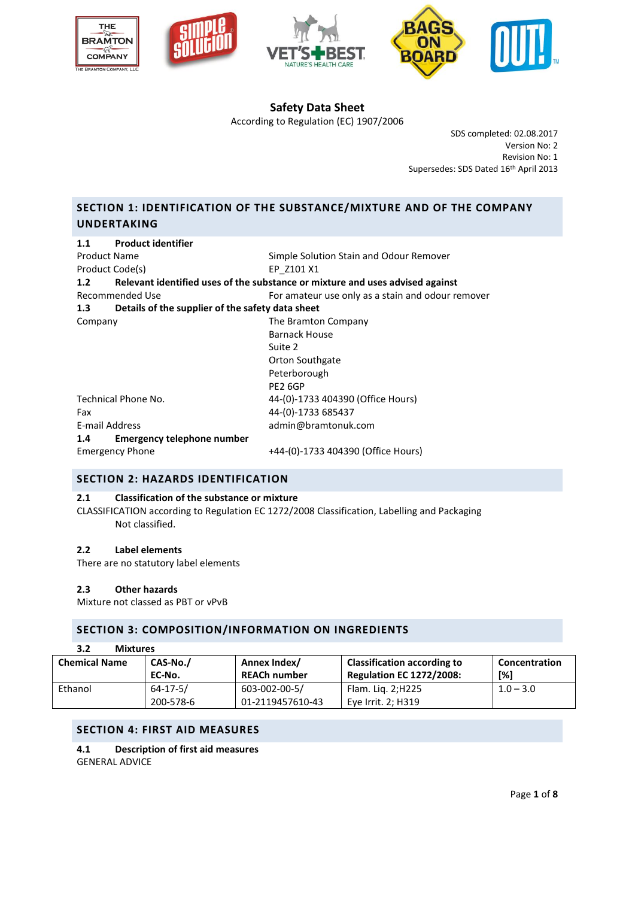# Safety Data Sheet

According to Regulation (EC) 1907/2006

SDS completed: 02.08.2017
Version No: 2
Revision No: 1
Supersedes: SDS Dated 16th April 2013

## SECTION 1: IDENTIFICATION OF THE SUBSTANCE/MIXTURE AND OF THE COMPANY UNDERTAKING

### 1.1 Product identifier

| | |
|---|---|
| Product Name | Simple Solution Stain and Odour Remover |
| Product Code(s) | EP_Z101 X1 |

### 1.2 Relevant identified uses of the substance or mixture and uses advised against

| | |
|---|---|
| Recommended Use | For amateur use only as a stain and odour remover |

### 1.3 Details of the supplier of the safety data sheet

| | |
|---|---|
| Company | The Bramton Company<br>Barnack House<br>Suite 2<br>Orton Southgate<br>Peterborough<br>PE2 6GP |
| Technical Phone No. | 44-(0)-1733 404390 (Office Hours) |
| Fax | 44-(0)-1733 685437 |
| E-mail Address | admin@bramtonuk.com |

### 1.4 Emergency telephone number

| | |
|---|---|
| Emergency Phone | +44-(0)-1733 404390 (Office Hours) |

## SECTION 2: HAZARDS IDENTIFICATION

### 2.1 Classification of the substance or mixture

CLASSIFICATION according to Regulation EC 1272/2008 Classification, Labelling and Packaging

Not classified.

### 2.2 Label elements

There are no statutory label elements

### 2.3 Other hazards

Mixture not classed as PBT or vPvB

## SECTION 3: COMPOSITION/INFORMATION ON INGREDIENTS

### 3.2 Mixtures

| Chemical Name | CAS-No./ EC-No. | Annex Index/ REACh number | Classification according to Regulation EC 1272/2008: | Concentration [%] |
|---|---|---|---|---|
| Ethanol | 64-17-5/ 200-578-6 | 603-002-00-5/ 01-2119457610-43 | Flam. Liq. 2;H225 Eye Irrit. 2; H319 | 1.0 – 3.0 |

## SECTION 4: FIRST AID MEASURES

### 4.1 Description of first aid measures

GENERAL ADVICE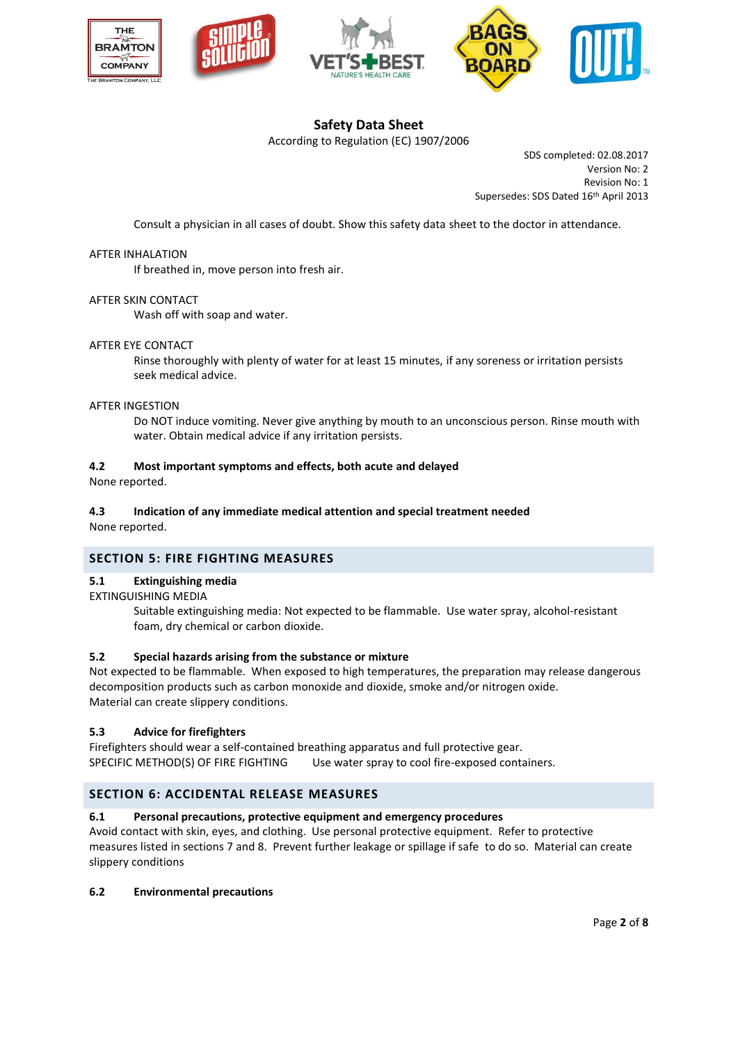**Safety Data Sheet**

According to Regulation (EC) 1907/2006

SDS completed: 02.08.2017
Version No: 2
Revision No: 1
Supersedes: SDS Dated 16th April 2013

Consult a physician in all cases of doubt. Show this safety data sheet to the doctor in attendance.

AFTER INHALATION

If breathed in, move person into fresh air.

AFTER SKIN CONTACT

Wash off with soap and water.

AFTER EYE CONTACT

Rinse thoroughly with plenty of water for at least 15 minutes, if any soreness or irritation persists seek medical advice.

AFTER INGESTION

Do NOT induce vomiting. Never give anything by mouth to an unconscious person. Rinse mouth with water. Obtain medical advice if any irritation persists.

### 4.2 Most important symptoms and effects, both acute and delayed

None reported.

### 4.3 Indication of any immediate medical attention and special treatment needed

None reported.

## SECTION 5: FIRE FIGHTING MEASURES

### 5.1 Extinguishing media

EXTINGUISHING MEDIA

Suitable extinguishing media: Not expected to be flammable. Use water spray, alcohol-resistant foam, dry chemical or carbon dioxide.

### 5.2 Special hazards arising from the substance or mixture

Not expected to be flammable. When exposed to high temperatures, the preparation may release dangerous decomposition products such as carbon monoxide and dioxide, smoke and/or nitrogen oxide.
Material can create slippery conditions.

### 5.3 Advice for firefighters

Firefighters should wear a self-contained breathing apparatus and full protective gear.
SPECIFIC METHOD(S) OF FIRE FIGHTING Use water spray to cool fire-exposed containers.

## SECTION 6: ACCIDENTAL RELEASE MEASURES

### 6.1 Personal precautions, protective equipment and emergency procedures

Avoid contact with skin, eyes, and clothing. Use personal protective equipment. Refer to protective measures listed in sections 7 and 8. Prevent further leakage or spillage if safe to do so. Material can create slippery conditions

### 6.2 Environmental precautions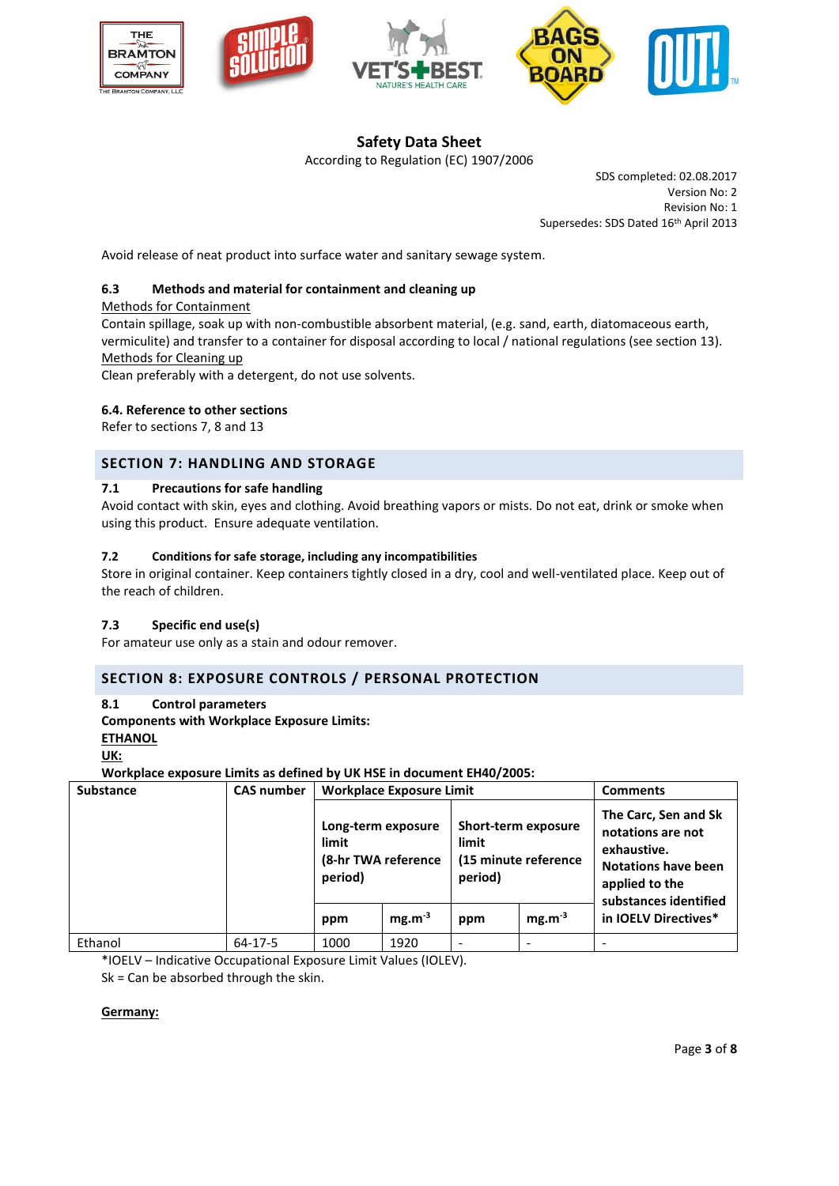Avoid release of neat product into surface water and sanitary sewage system.

### 6.3 Methods and material for containment and cleaning up

Methods for Containment

Contain spillage, soak up with non-combustible absorbent material, (e.g. sand, earth, diatomaceous earth, vermiculite) and transfer to a container for disposal according to local / national regulations (see section 13).

Methods for Cleaning up

Clean preferably with a detergent, do not use solvents.

### 6.4. Reference to other sections

Refer to sections 7, 8 and 13

## SECTION 7: HANDLING AND STORAGE

### 7.1 Precautions for safe handling

Avoid contact with skin, eyes and clothing. Avoid breathing vapors or mists. Do not eat, drink or smoke when using this product. Ensure adequate ventilation.

### 7.2 Conditions for safe storage, including any incompatibilities

Store in original container. Keep containers tightly closed in a dry, cool and well-ventilated place. Keep out of the reach of children.

### 7.3 Specific end use(s)

For amateur use only as a stain and odour remover.

## SECTION 8: EXPOSURE CONTROLS / PERSONAL PROTECTION

### 8.1 Control parameters

**Components with Workplace Exposure Limits:**

**ETHANOL**

**UK:**

**Workplace exposure Limits as defined by UK HSE in document EH40/2005:**

| Substance | CAS number | Workplace Exposure Limit | | | | Comments |
|---|---|---|---|---|---|---|
| | | Long-term exposure limit (8-hr TWA reference period) | | Short-term exposure limit (15 minute reference period) | | The Carc, Sen and Sk notations are not exhaustive. Notations have been applied to the substances identified in IOELV Directives* |
| | | ppm | $mg.m^{-3}$ | ppm | $mg.m^{-3}$ | |
| Ethanol | 64-17-5 | 1000 | 1920 | - | - | - |

*IOELV – Indicative Occupational Exposure Limit Values (IOLEV).

Sk = Can be absorbed through the skin.

**Germany:**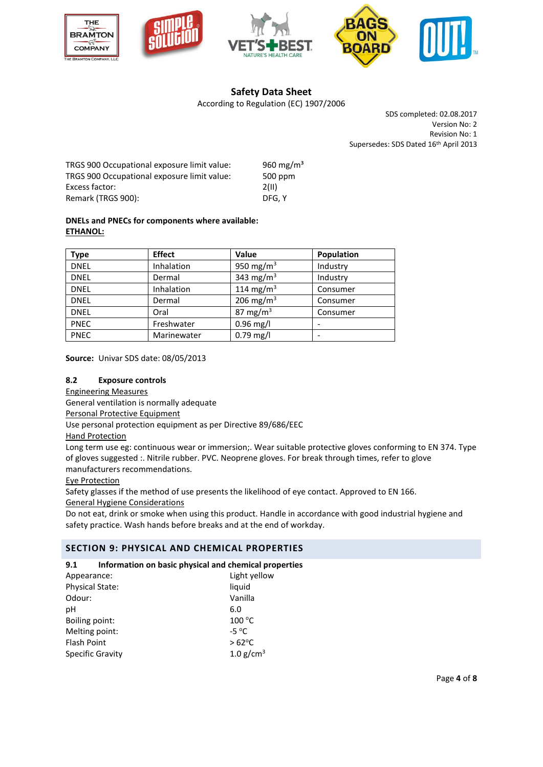**Safety Data Sheet**

According to Regulation (EC) 1907/2006

SDS completed: 02.08.2017
Version No: 2
Revision No: 1
Supersedes: SDS Dated 16th April 2013

| | |
|---|---|
| TRGS 900 Occupational exposure limit value: | 960 mg/m³ |
| TRGS 900 Occupational exposure limit value: | 500 ppm |
| Excess factor: | 2(II) |
| Remark (TRGS 900): | DFG, Y |

**DNELs and PNECs for components where available:**
**ETHANOL:**

| Type | Effect | Value | Population |
|---|---|---|---|
| DNEL | Inhalation | 950 mg/m³ | Industry |
| DNEL | Dermal | 343 mg/m³ | Industry |
| DNEL | Inhalation | 114 mg/m³ | Consumer |
| DNEL | Dermal | 206 mg/m³ | Consumer |
| DNEL | Oral | 87 mg/m³ | Consumer |
| PNEC | Freshwater | 0.96 mg/l | - |
| PNEC | Marinewater | 0.79 mg/l | - |

**Source:** Univar SDS date: 08/05/2013

### 8.2 Exposure controls

Engineering Measures
General ventilation is normally adequate

Personal Protective Equipment
Use personal protection equipment as per Directive 89/686/EEC

Hand Protection
Long term use eg: continuous wear or immersion;. Wear suitable protective gloves conforming to EN 374. Type of gloves suggested :. Nitrile rubber. PVC. Neoprene gloves. For break through times, refer to glove manufacturers recommendations.

Eye Protection
Safety glasses if the method of use presents the likelihood of eye contact. Approved to EN 166.

General Hygiene Considerations
Do not eat, drink or smoke when using this product. Handle in accordance with good industrial hygiene and safety practice. Wash hands before breaks and at the end of workday.

## SECTION 9: PHYSICAL AND CHEMICAL PROPERTIES

### 9.1 Information on basic physical and chemical properties

| | |
|---|---|
| Appearance: | Light yellow |
| Physical State: | liquid |
| Odour: | Vanilla |
| pH | 6.0 |
| Boiling point: | 100 °C |
| Melting point: | -5 °C |
| Flash Point | > 62°C |
| Specific Gravity | 1.0 g/cm³ |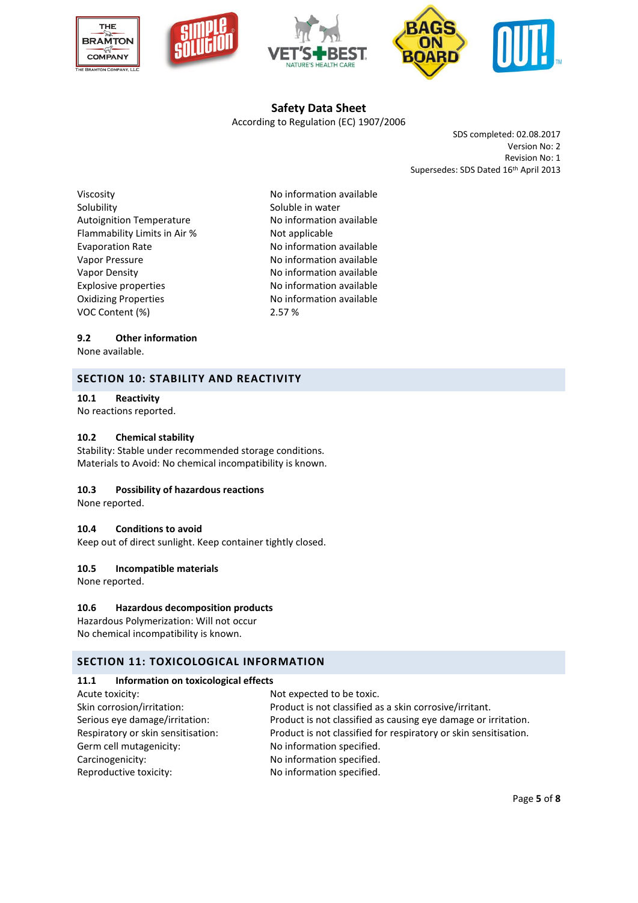| | |
|---|---|
| Viscosity | No information available |
| Solubility | Soluble in water |
| Autoignition Temperature | No information available |
| Flammability Limits in Air % | Not applicable |
| Evaporation Rate | No information available |
| Vapor Pressure | No information available |
| Vapor Density | No information available |
| Explosive properties | No information available |
| Oxidizing Properties | No information available |
| VOC Content (%) | 2.57 % |

### 9.2 Other information

None available.

## SECTION 10: STABILITY AND REACTIVITY

### 10.1 Reactivity

No reactions reported.

### 10.2 Chemical stability

Stability: Stable under recommended storage conditions.
Materials to Avoid: No chemical incompatibility is known.

### 10.3 Possibility of hazardous reactions

None reported.

### 10.4 Conditions to avoid

Keep out of direct sunlight. Keep container tightly closed.

### 10.5 Incompatible materials

None reported.

### 10.6 Hazardous decomposition products

Hazardous Polymerization: Will not occur
No chemical incompatibility is known.

## SECTION 11: TOXICOLOGICAL INFORMATION

### 11.1 Information on toxicological effects

| | |
|---|---|
| Acute toxicity: | Not expected to be toxic. |
| Skin corrosion/irritation: | Product is not classified as a skin corrosive/irritant. |
| Serious eye damage/irritation: | Product is not classified as causing eye damage or irritation. |
| Respiratory or skin sensitisation: | Product is not classified for respiratory or skin sensitisation. |
| Germ cell mutagenicity: | No information specified. |
| Carcinogenicity: | No information specified. |
| Reproductive toxicity: | No information specified. |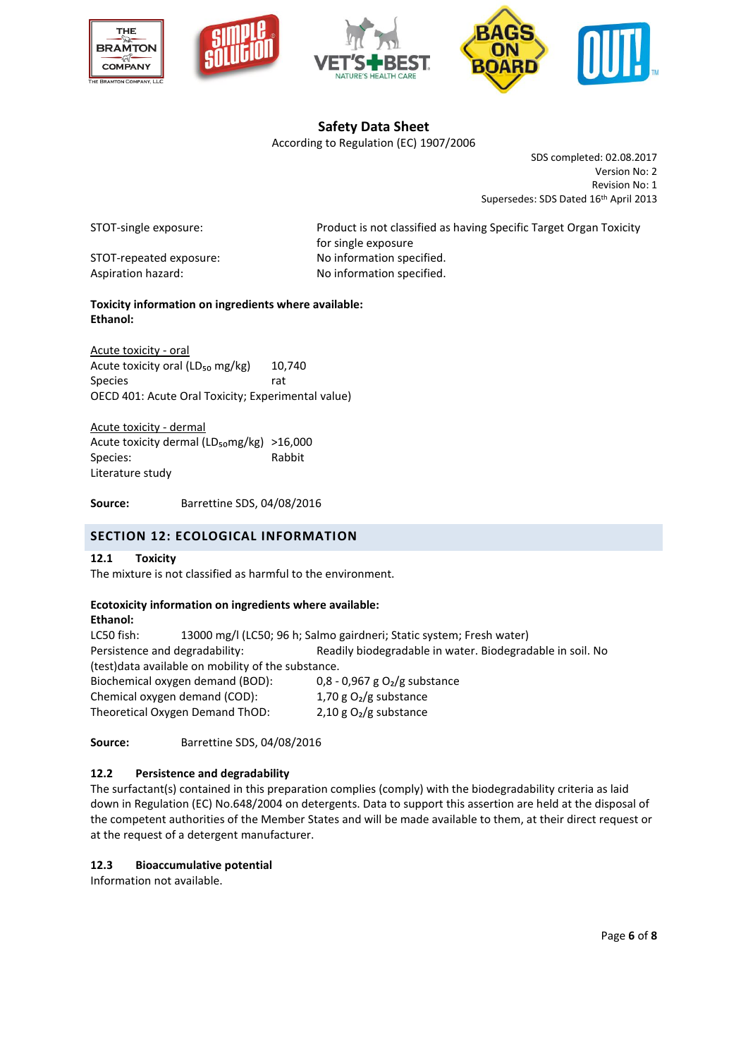**Safety Data Sheet**
According to Regulation (EC) 1907/2006

SDS completed: 02.08.2017
Version No: 2
Revision No: 1
Supersedes: SDS Dated 16th April 2013

STOT-single exposure: Product is not classified as having Specific Target Organ Toxicity for single exposure

STOT-repeated exposure: No information specified.

Aspiration hazard: No information specified.

**Toxicity information on ingredients where available:**
**Ethanol:**

Acute toxicity - oral
Acute toxicity oral ($LD_{50}$ mg/kg) 10,740
Species rat
OECD 401: Acute Oral Toxicity; Experimental value)

Acute toxicity - dermal
Acute toxicity dermal ($LD_{50}$mg/kg) >16,000
Species: Rabbit
Literature study

**Source:** Barrettine SDS, 04/08/2016

## SECTION 12: ECOLOGICAL INFORMATION

### 12.1 Toxicity

The mixture is not classified as harmful to the environment.

**Ecotoxicity information on ingredients where available:**
**Ethanol:**

LC50 fish: 13000 mg/l (LC50; 96 h; Salmo gairdneri; Static system; Fresh water)
Persistence and degradability: Readily biodegradable in water. Biodegradable in soil. No (test)data available on mobility of the substance.
Biochemical oxygen demand (BOD): 0,8 - 0,967 g $O_2$/g substance
Chemical oxygen demand (COD): 1,70 g $O_2$/g substance
Theoretical Oxygen Demand ThOD: 2,10 g $O_2$/g substance

**Source:** Barrettine SDS, 04/08/2016

### 12.2 Persistence and degradability

The surfactant(s) contained in this preparation complies (comply) with the biodegradability criteria as laid down in Regulation (EC) No.648/2004 on detergents. Data to support this assertion are held at the disposal of the competent authorities of the Member States and will be made available to them, at their direct request or at the request of a detergent manufacturer.

### 12.3 Bioaccumulative potential

Information not available.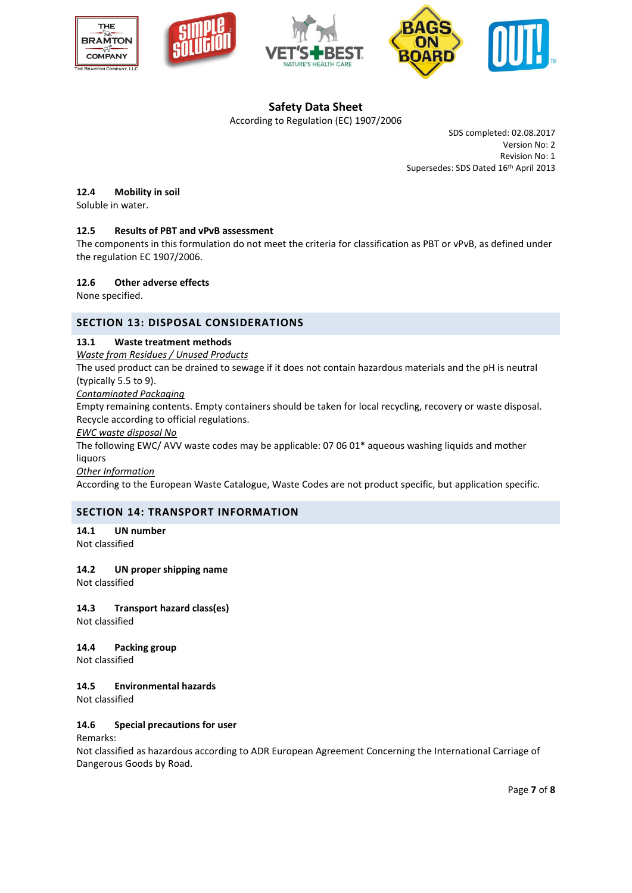**Safety Data Sheet**

According to Regulation (EC) 1907/2006

SDS completed: 02.08.2017
Version No: 2
Revision No: 1
Supersedes: SDS Dated 16th April 2013

### 12.4 Mobility in soil

Soluble in water.

### 12.5 Results of PBT and vPvB assessment

The components in this formulation do not meet the criteria for classification as PBT or vPvB, as defined under the regulation EC 1907/2006.

### 12.6 Other adverse effects

None specified.

## SECTION 13: DISPOSAL CONSIDERATIONS

### 13.1 Waste treatment methods

*Waste from Residues / Unused Products*

The used product can be drained to sewage if it does not contain hazardous materials and the pH is neutral (typically 5.5 to 9).

*Contaminated Packaging*

Empty remaining contents. Empty containers should be taken for local recycling, recovery or waste disposal. Recycle according to official regulations.

*EWC waste disposal No*

The following EWC/ AVV waste codes may be applicable: 07 06 01* aqueous washing liquids and mother liquors

*Other Information*

According to the European Waste Catalogue, Waste Codes are not product specific, but application specific.

## SECTION 14: TRANSPORT INFORMATION

### 14.1 UN number

Not classified

### 14.2 UN proper shipping name

Not classified

### 14.3 Transport hazard class(es)

Not classified

### 14.4 Packing group

Not classified

### 14.5 Environmental hazards

Not classified

### 14.6 Special precautions for user

Remarks:

Not classified as hazardous according to ADR European Agreement Concerning the International Carriage of Dangerous Goods by Road.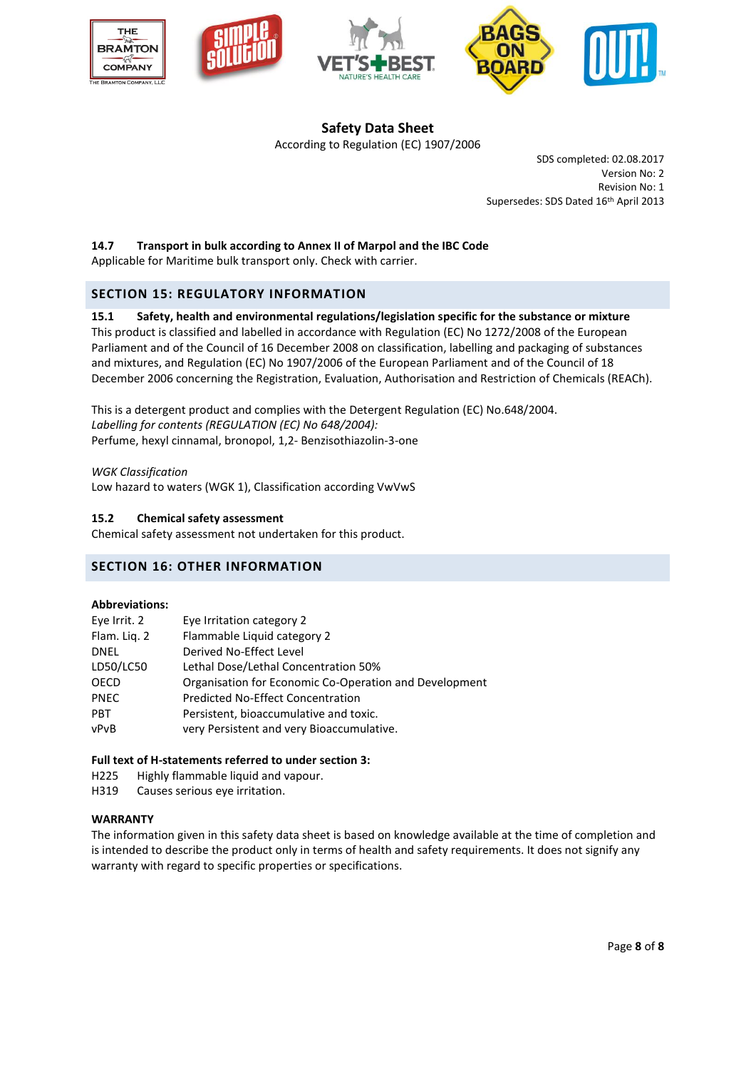# Safety Data Sheet

According to Regulation (EC) 1907/2006

SDS completed: 02.08.2017
Version No: 2
Revision No: 1
Supersedes: SDS Dated 16th April 2013

### 14.7 Transport in bulk according to Annex II of Marpol and the IBC Code

Applicable for Maritime bulk transport only. Check with carrier.

## SECTION 15: REGULATORY INFORMATION

### 15.1 Safety, health and environmental regulations/legislation specific for the substance or mixture

This product is classified and labelled in accordance with Regulation (EC) No 1272/2008 of the European Parliament and of the Council of 16 December 2008 on classification, labelling and packaging of substances and mixtures, and Regulation (EC) No 1907/2006 of the European Parliament and of the Council of 18 December 2006 concerning the Registration, Evaluation, Authorisation and Restriction of Chemicals (REACh).

This is a detergent product and complies with the Detergent Regulation (EC) No.648/2004.
*Labelling for contents (REGULATION (EC) No 648/2004):*
Perfume, hexyl cinnamal, bronopol, 1,2- Benzisothiazolin-3-one

*WGK Classification*
Low hazard to waters (WGK 1), Classification according VwVwS

### 15.2 Chemical safety assessment

Chemical safety assessment not undertaken for this product.

## SECTION 16: OTHER INFORMATION

**Abbreviations:**

| | |
|---|---|
| Eye Irrit. 2 | Eye Irritation category 2 |
| Flam. Liq. 2 | Flammable Liquid category 2 |
| DNEL | Derived No-Effect Level |
| LD50/LC50 | Lethal Dose/Lethal Concentration 50% |
| OECD | Organisation for Economic Co-Operation and Development |
| PNEC | Predicted No-Effect Concentration |
| PBT | Persistent, bioaccumulative and toxic. |
| vPvB | very Persistent and very Bioaccumulative. |

**Full text of H-statements referred to under section 3:**

H225 Highly flammable liquid and vapour.
H319 Causes serious eye irritation.

**WARRANTY**

The information given in this safety data sheet is based on knowledge available at the time of completion and is intended to describe the product only in terms of health and safety requirements. It does not signify any warranty with regard to specific properties or specifications.